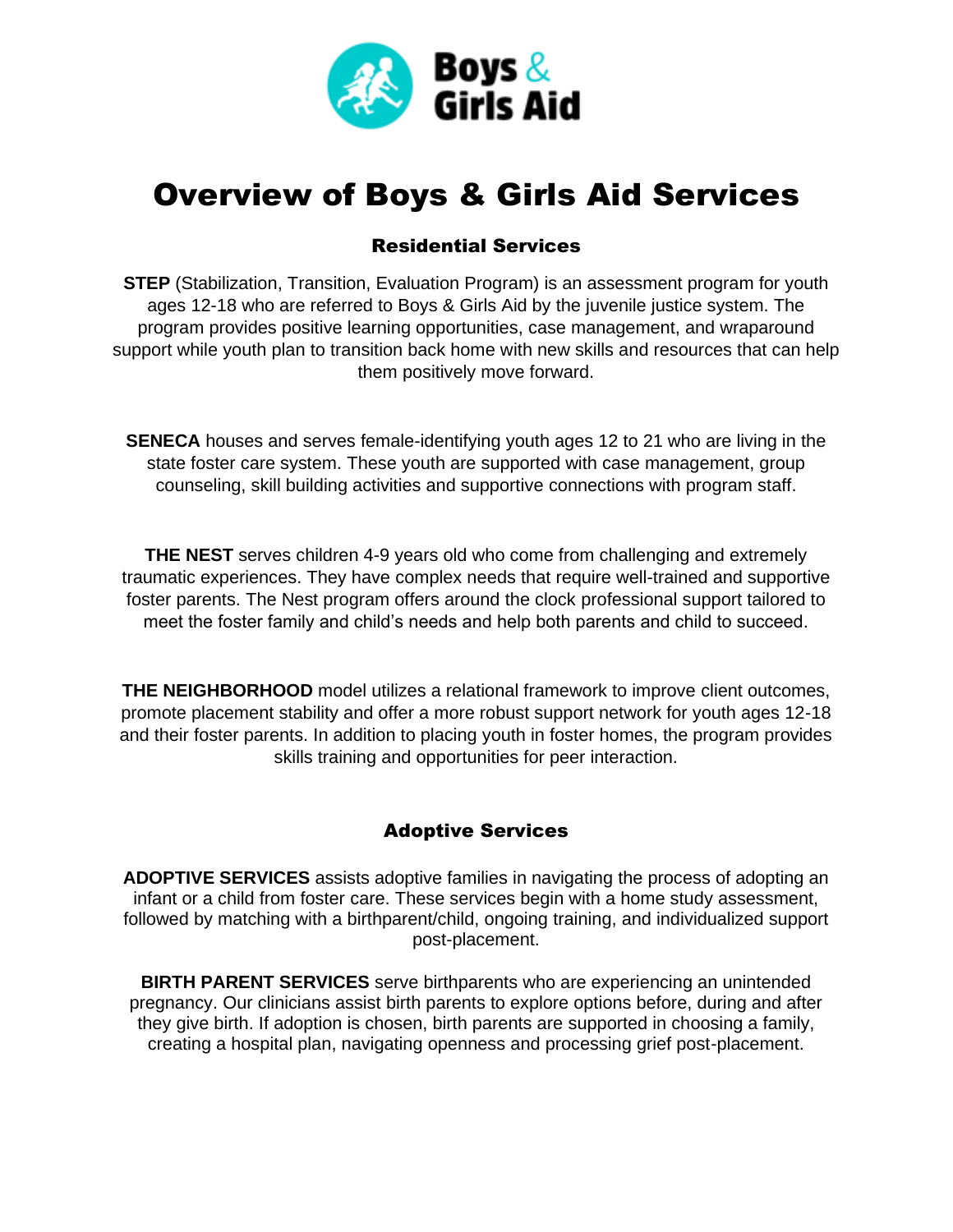Boys & Girls Aid

# Overview of Boys & Girls Aid Services

## Residential Services

**STEP** (Stabilization, Transition, Evaluation Program) is an assessment program for youth ages 12-18 who are referred to Boys & Girls Aid by the juvenile justice system. The program provides positive learning opportunities, case management, and wraparound support while youth plan to transition back home with new skills and resources that can help them positively move forward.

**SENECA** houses and serves female-identifying youth ages 12 to 21 who are living in the state foster care system. These youth are supported with case management, group counseling, skill building activities and supportive connections with program staff.

**THE NEST** serves children 4-9 years old who come from challenging and extremely traumatic experiences. They have complex needs that require well-trained and supportive foster parents. The Nest program offers around the clock professional support tailored to meet the foster family and child's needs and help both parents and child to succeed.

**THE NEIGHBORHOOD** model utilizes a relational framework to improve client outcomes, promote placement stability and offer a more robust support network for youth ages 12-18 and their foster parents. In addition to placing youth in foster homes, the program provides skills training and opportunities for peer interaction.

## Adoptive Services

**ADOPTIVE SERVICES** assists adoptive families in navigating the process of adopting an infant or a child from foster care. These services begin with a home study assessment, followed by matching with a birthparent/child, ongoing training, and individualized support post-placement.

**BIRTH PARENT SERVICES** serve birthparents who are experiencing an unintended pregnancy. Our clinicians assist birth parents to explore options before, during and after they give birth. If adoption is chosen, birth parents are supported in choosing a family, creating a hospital plan, navigating openness and processing grief post-placement.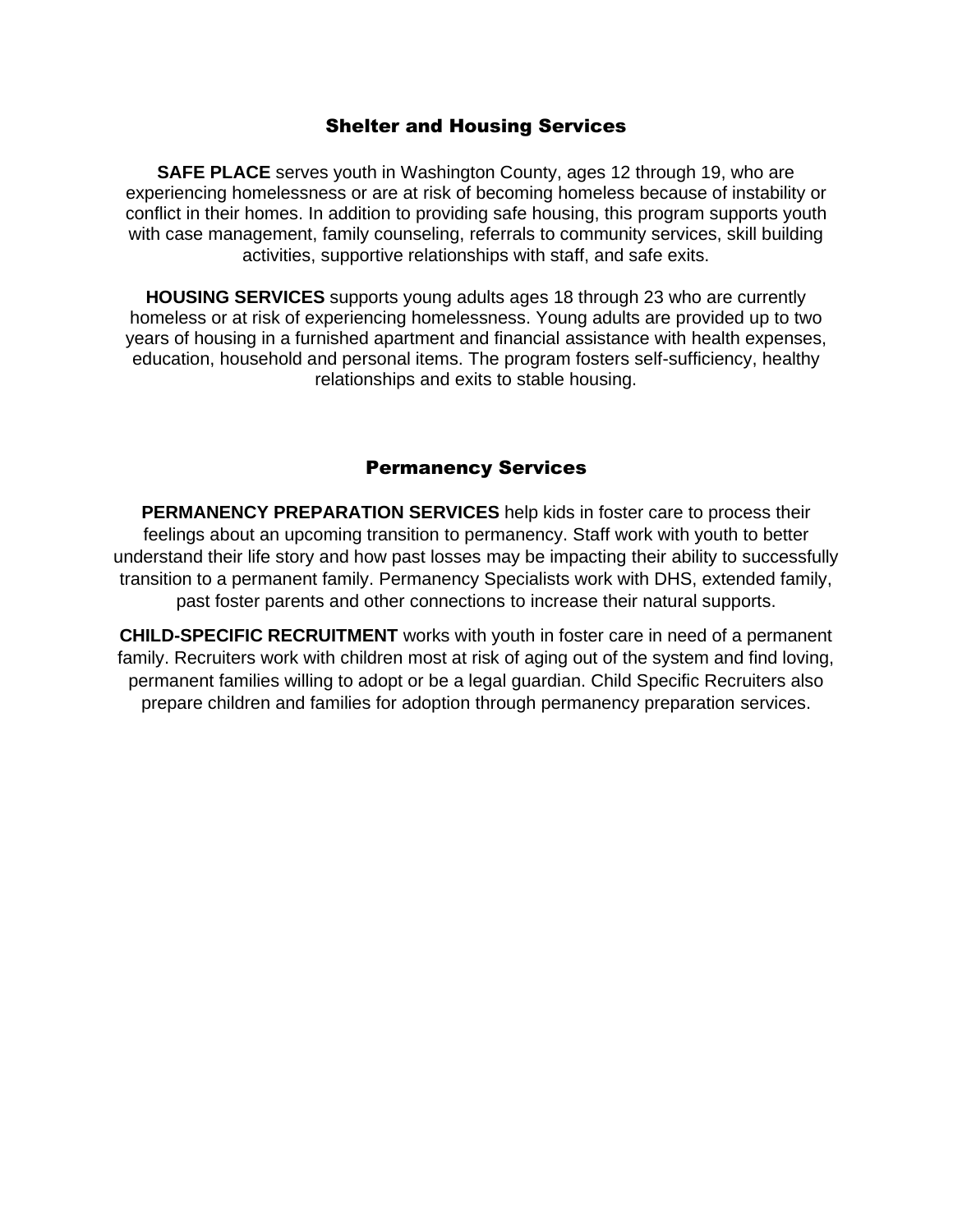## Shelter and Housing Services

**SAFE PLACE** serves youth in Washington County, ages 12 through 19, who are experiencing homelessness or are at risk of becoming homeless because of instability or conflict in their homes. In addition to providing safe housing, this program supports youth with case management, family counseling, referrals to community services, skill building activities, supportive relationships with staff, and safe exits.

**HOUSING SERVICES** supports young adults ages 18 through 23 who are currently homeless or at risk of experiencing homelessness. Young adults are provided up to two years of housing in a furnished apartment and financial assistance with health expenses, education, household and personal items. The program fosters self-sufficiency, healthy relationships and exits to stable housing.

## Permanency Services

**PERMANENCY PREPARATION SERVICES** help kids in foster care to process their feelings about an upcoming transition to permanency. Staff work with youth to better understand their life story and how past losses may be impacting their ability to successfully transition to a permanent family. Permanency Specialists work with DHS, extended family, past foster parents and other connections to increase their natural supports.

**CHILD-SPECIFIC RECRUITMENT** works with youth in foster care in need of a permanent family. Recruiters work with children most at risk of aging out of the system and find loving, permanent families willing to adopt or be a legal guardian. Child Specific Recruiters also prepare children and families for adoption through permanency preparation services.